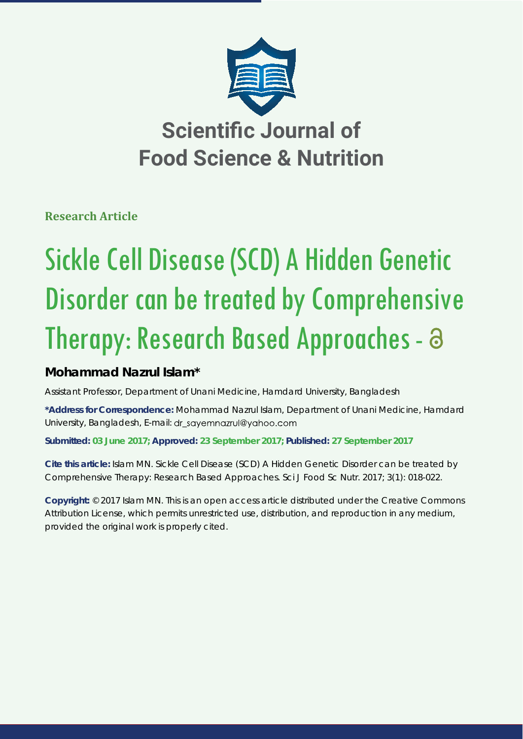# Scientific Journal of Food Science & Nutrition

**Research Article**

# Sickle Cell Disease (SCD) A Hidden Genetic Disorder can be treated by Comprehensive Therapy: Research Based Approaches -

## Mohammad Nazrul Islam*

Assistant Professor, Department of Unani Medicine, Hamdard University, Bangladesh

**\*Address for Correspondence:** Mohammad Nazrul Islam, Department of Unani Medicine, Hamdard University, Bangladesh, E-mail: dr_sayemnazrul@yahoo.com

**Submitted: 03 June 2017; Approved: 23 September 2017; Published: 27 September 2017**

**Cite this article:** Islam MN. Sickle Cell Disease (SCD) A Hidden Genetic Disorder can be treated by Comprehensive Therapy: Research Based Approaches. Sci J Food Sc Nutr. 2017; 3(1): 018-022.

**Copyright:** © 2017 Islam MN. This is an open access article distributed under the Creative Commons Attribution License, which permits unrestricted use, distribution, and reproduction in any medium, provided the original work is properly cited.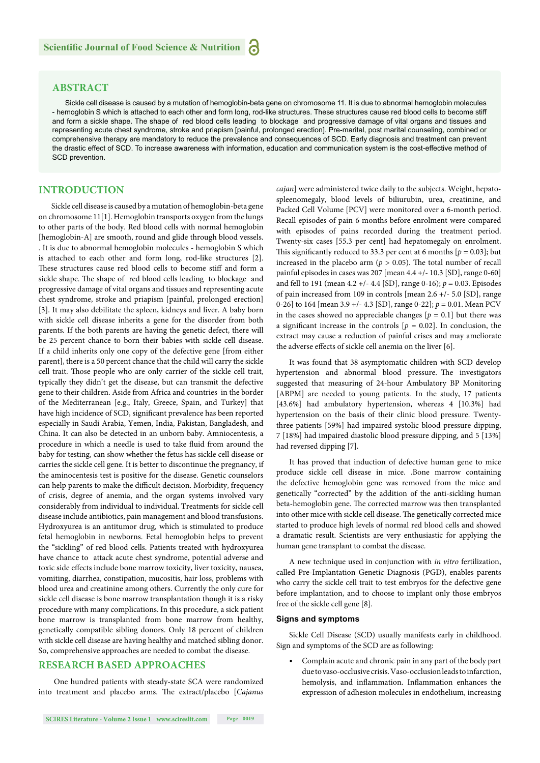## ABSTRACT

Sickle cell disease is caused by a mutation of hemoglobin-beta gene on chromosome 11. It is due to abnormal hemoglobin molecules - hemoglobin S which is attached to each other and form long, rod-like structures. These structures cause red blood cells to become stiff and form a sickle shape. The shape of red blood cells leading to blockage and progressive damage of vital organs and tissues and representing acute chest syndrome, stroke and priapism [painful, prolonged erection]. Pre-marital, post marital counseling, combined or comprehensive therapy are mandatory to reduce the prevalence and consequences of SCD. Early diagnosis and treatment can prevent the drastic effect of SCD. To increase awareness with information, education and communication system is the cost-effective method of SCD prevention.

## INTRODUCTION

Sickle cell disease is caused by a mutation of hemoglobin-beta gene on chromosome 11[1]. Hemoglobin transports oxygen from the lungs to other parts of the body. Red blood cells with normal hemoglobin [hemoglobin-A] are smooth, round and glide through blood vessels. . It is due to abnormal hemoglobin molecules - hemoglobin S which is attached to each other and form long, rod-like structures [2]. These structures cause red blood cells to become stiff and form a sickle shape. The shape of red blood cells leading to blockage and progressive damage of vital organs and tissues and representing acute chest syndrome, stroke and priapism [painful, prolonged erection] [3]. It may also debilitate the spleen, kidneys and liver. A baby born with sickle cell disease inherits a gene for the disorder from both parents. If the both parents are having the genetic defect, there will be 25 percent chance to born their babies with sickle cell disease. If a child inherits only one copy of the defective gene [from either parent], there is a 50 percent chance that the child will carry the sickle cell trait. Those people who are only carrier of the sickle cell trait, typically they didn't get the disease, but can transmit the defective gene to their children. Aside from Africa and countries in the border of the Mediterranean [e.g., Italy, Greece, Spain, and Turkey] that have high incidence of SCD, significant prevalence has been reported especially in Saudi Arabia, Yemen, India, Pakistan, Bangladesh, and China. It can also be detected in an unborn baby. Amniocentesis, a procedure in which a needle is used to take fluid from around the baby for testing, can show whether the fetus has sickle cell disease or carries the sickle cell gene. It is better to discontinue the pregnancy, if the aminocentesis test is positive for the disease. Genetic counselors can help parents to make the difficult decision. Morbidity, frequency of crisis, degree of anemia, and the organ systems involved vary considerably from individual to individual. Treatments for sickle cell disease include antibiotics, pain management and blood transfusions. Hydroxyurea is an antitumor drug, which is stimulated to produce fetal hemoglobin in newborns. Fetal hemoglobin helps to prevent the "sickling" of red blood cells. Patients treated with hydroxyurea have chance to attack acute chest syndrome, potential adverse and toxic side effects include bone marrow toxicity, liver toxicity, nausea, vomiting, diarrhea, constipation, mucositis, hair loss, problems with blood urea and creatinine among others. Currently the only cure for sickle cell disease is bone marrow transplantation though it is a risky procedure with many complications. In this procedure, a sick patient bone marrow is transplanted from bone marrow from healthy, genetically compatible sibling donors. Only 18 percent of children with sickle cell disease are having healthy and matched sibling donor. So, comprehensive approaches are needed to combat the disease.

## RESEARCH BASED APPROACHES

One hundred patients with steady-state SCA were randomized into treatment and placebo arms. The extract/placebo [*Cajanus cajan*] were administered twice daily to the subjects. Weight, hepato-spleenomegaly, blood levels of biliurubin, urea, creatinine, and Packed Cell Volume [PCV] were monitored over a 6-month period. Recall episodes of pain 6 months before enrolment were compared with episodes of pains recorded during the treatment period. Twenty-six cases [55.3 per cent] had hepatomegaly on enrolment. This significantly reduced to 33.3 per cent at 6 months [$p = 0.03$]; but increased in the placebo arm ($p > 0.05$). The total number of recall painful episodes in cases was 207 [mean 4.4 +/- 10.3 [SD], range 0-60] and fell to 191 (mean 4.2 +/- 4.4 [SD], range 0-16); $p = 0.03$. Episodes of pain increased from 109 in controls [mean 2.6 +/- 5.0 [SD], range 0-26] to 164 [mean 3.9 +/- 4.3 [SD], range 0-22]; $p = 0.01$. Mean PCV in the cases showed no appreciable changes [$p = 0.1$] but there was a significant increase in the controls [$p = 0.02$]. In conclusion, the extract may cause a reduction of painful crises and may ameliorate the adverse effects of sickle cell anemia on the liver [6].

It was found that 38 asymptomatic children with SCD develop hypertension and abnormal blood pressure. The investigators suggested that measuring of 24-hour Ambulatory BP Monitoring [ABPM] are needed to young patients. In the study, 17 patients [43.6%] had ambulatory hypertension, whereas 4 [10.3%] had hypertension on the basis of their clinic blood pressure. Twenty-three patients [59%] had impaired systolic blood pressure dipping, 7 [18%] had impaired diastolic blood pressure dipping, and 5 [13%] had reversed dipping [7].

It has proved that induction of defective human gene to mice produce sickle cell disease in mice. .Bone marrow containing the defective hemoglobin gene was removed from the mice and genetically "corrected" by the addition of the anti-sickling human beta-hemoglobin gene. The corrected marrow was then transplanted into other mice with sickle cell disease. The genetically corrected mice started to produce high levels of normal red blood cells and showed a dramatic result. Scientists are very enthusiastic for applying the human gene transplant to combat the disease.

A new technique used in conjunction with *in vitro* fertilization, called Pre-Implantation Genetic Diagnosis (PGD), enables parents who carry the sickle cell trait to test embryos for the defective gene before implantation, and to choose to implant only those embryos free of the sickle cell gene [8].

### Signs and symptoms

Sickle Cell Disease (SCD) usually manifests early in childhood. Sign and symptoms of the SCD are as following:

- Complain acute and chronic pain in any part of the body part due to vaso-occlusive crisis. Vaso-occlusion leads to infarction, hemolysis, and inflammation. Inflammation enhances the expression of adhesion molecules in endothelium, increasing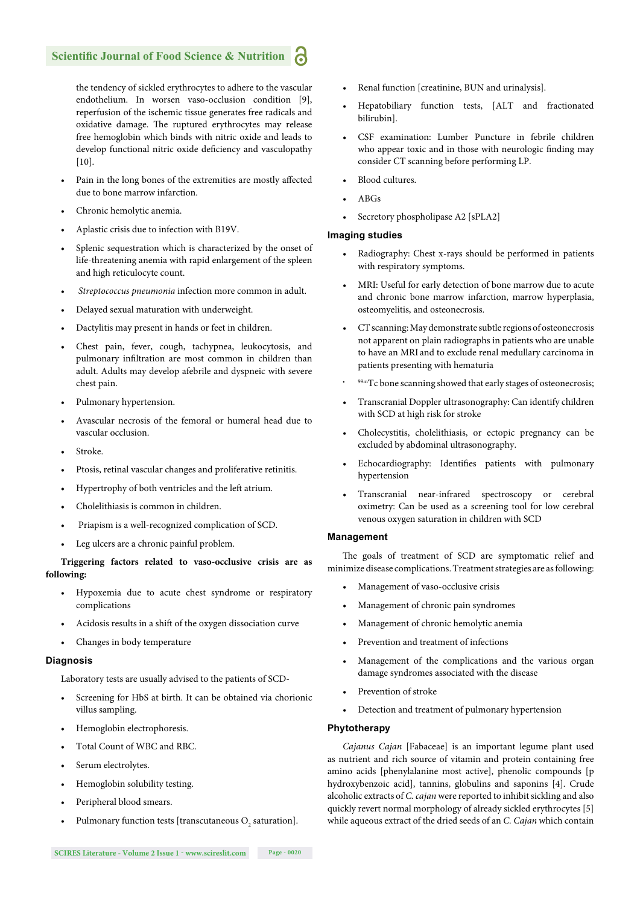the tendency of sickled erythrocytes to adhere to the vascular endothelium. In worsen vaso-occlusion condition [9], reperfusion of the ischemic tissue generates free radicals and oxidative damage. The ruptured erythrocytes may release free hemoglobin which binds with nitric oxide and leads to develop functional nitric oxide deficiency and vasculopathy [10].

- Pain in the long bones of the extremities are mostly affected due to bone marrow infarction.
- Chronic hemolytic anemia.
- Aplastic crisis due to infection with B19V.
- Splenic sequestration which is characterized by the onset of life-threatening anemia with rapid enlargement of the spleen and high reticulocyte count.
- *Streptococcus pneumonia* infection more common in adult.
- Delayed sexual maturation with underweight.
- Dactylitis may present in hands or feet in children.
- Chest pain, fever, cough, tachypnea, leukocytosis, and pulmonary infiltration are most common in children than adult. Adults may develop afebrile and dyspneic with severe chest pain.
- Pulmonary hypertension.
- Avascular necrosis of the femoral or humeral head due to vascular occlusion.
- Stroke.
- Ptosis, retinal vascular changes and proliferative retinitis.
- Hypertrophy of both ventricles and the left atrium.
- Cholelithiasis is common in children.
- Priapism is a well-recognized complication of SCD.
- Leg ulcers are a chronic painful problem.

**Triggering factors related to vaso-occlusive crisis are as following:**

- Hypoxemia due to acute chest syndrome or respiratory complications
- Acidosis results in a shift of the oxygen dissociation curve
- Changes in body temperature

### Diagnosis

Laboratory tests are usually advised to the patients of SCD-

- Screening for HbS at birth. It can be obtained via chorionic villus sampling.
- Hemoglobin electrophoresis.
- Total Count of WBC and RBC.
- Serum electrolytes.
- Hemoglobin solubility testing.
- Peripheral blood smears.
- Pulmonary function tests [transcutaneous $O_2$ saturation].
- Renal function [creatinine, BUN and urinalysis].
- Hepatobiliary function tests, [ALT and fractionated bilirubin].
- CSF examination: Lumber Puncture in febrile children who appear toxic and in those with neurologic finding may consider CT scanning before performing LP.
- Blood cultures.
- ABGs
- Secretory phospholipase A2 [sPLA2]

### Imaging studies

- Radiography: Chest x-rays should be performed in patients with respiratory symptoms.
- MRI: Useful for early detection of bone marrow due to acute and chronic bone marrow infarction, marrow hyperplasia, osteomyelitis, and osteonecrosis.
- CT scanning: May demonstrate subtle regions of osteonecrosis not apparent on plain radiographs in patients who are unable to have an MRI and to exclude renal medullary carcinoma in patients presenting with hematuria
- $^{99m}$Tc bone scanning showed that early stages of osteonecrosis;
- Transcranial Doppler ultrasonography: Can identify children with SCD at high risk for stroke
- Cholecystitis, cholelithiasis, or ectopic pregnancy can be excluded by abdominal ultrasonography.
- Echocardiography: Identifies patients with pulmonary hypertension
- Transcranial near-infrared spectroscopy or cerebral oximetry: Can be used as a screening tool for low cerebral venous oxygen saturation in children with SCD

### Management

The goals of treatment of SCD are symptomatic relief and minimize disease complications. Treatment strategies are as following:

- Management of vaso-occlusive crisis
- Management of chronic pain syndromes
- Management of chronic hemolytic anemia
- Prevention and treatment of infections
- Management of the complications and the various organ damage syndromes associated with the disease
- Prevention of stroke
- Detection and treatment of pulmonary hypertension

### Phytotherapy

*Cajanus Cajan* [Fabaceae] is an important legume plant used as nutrient and rich source of vitamin and protein containing free amino acids [phenylalanine most active], phenolic compounds [p hydroxybenzoic acid], tannins, globulins and saponins [4]. Crude alcoholic extracts of *C. cajan* were reported to inhibit sickling and also quickly revert normal morphology of already sickled erythrocytes [5] while aqueous extract of the dried seeds of an *C. Cajan* which contain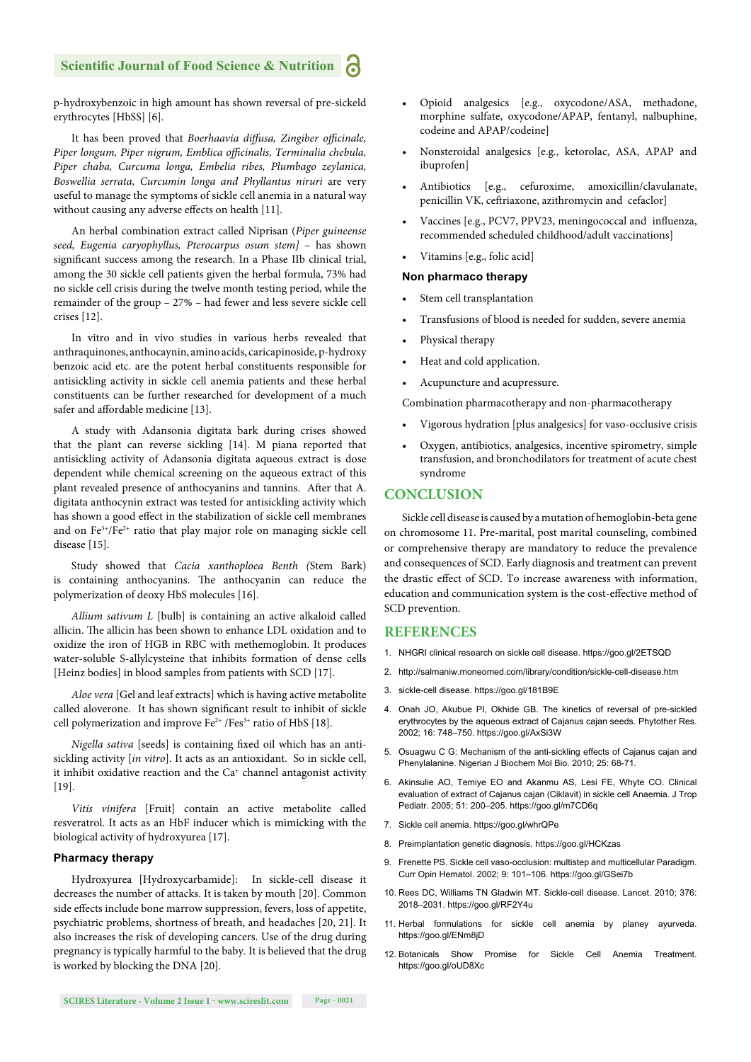p-hydroxybenzoic in high amount has shown reversal of pre-sickeld erythrocytes [HbSS] [6].

It has been proved that *Boerhaavia diffusa, Zingiber officinale, Piper longum, Piper nigrum, Emblica officinalis, Terminalia chebula, Piper chaba, Curcuma longa, Embelia ribes, Plumbago zeylanica, Boswellia serrata, Curcumin longa and Phyllantus niruri* are very useful to manage the symptoms of sickle cell anemia in a natural way without causing any adverse effects on health [11].

An herbal combination extract called Niprisan (*Piper guineense seed, Eugenia caryophyllus, Pterocarpus osum stem]* – has shown significant success among the research. In a Phase IIb clinical trial, among the 30 sickle cell patients given the herbal formula, 73% had no sickle cell crisis during the twelve month testing period, while the remainder of the group – 27% – had fewer and less severe sickle cell crises [12].

In vitro and in vivo studies in various herbs revealed that anthraquinones, anthocaynin, amino acids, caricapinoside, p-hydroxy benzoic acid etc. are the potent herbal constituents responsible for antisickling activity in sickle cell anemia patients and these herbal constituents can be further researched for development of a much safer and affordable medicine [13].

A study with Adansonia digitata bark during crises showed that the plant can reverse sickling [14]. M piana reported that antisickling activity of Adansonia digitata aqueous extract is dose dependent while chemical screening on the aqueous extract of this plant revealed presence of anthocyanins and tannins. After that A. digitata anthocynin extract was tested for antisickling activity which has shown a good effect in the stabilization of sickle cell membranes and on $Fe^{3+}/Fe^{2+}$ ratio that play major role on managing sickle cell disease [15].

Study showed that *Cacia xanthoploea Benth (*Stem Bark) is containing anthocyanins. The anthocyanin can reduce the polymerization of deoxy HbS molecules [16].

*Allium sativum L* [bulb] is containing an active alkaloid called allicin. The allicin has been shown to enhance LDL oxidation and to oxidize the iron of HGB in RBC with methemoglobin. It produces water-soluble S-allylcysteine that inhibits formation of dense cells [Heinz bodies] in blood samples from patients with SCD [17].

*Aloe vera* [Gel and leaf extracts] which is having active metabolite called aloverone. It has shown significant result to inhibit of sickle cell polymerization and improve $Fe^{2+}$ /$Fes^{3+}$ ratio of HbS [18].

*Nigella sativa* [seeds] is containing fixed oil which has an anti-sickling activity [*in vitro*]. It acts as an antioxidant. So in sickle cell, it inhibit oxidative reaction and the $Ca^{+}$ channel antagonist activity [19].

*Vitis vinifera* [Fruit] contain an active metabolite called resveratrol. It acts as an HbF inducer which is mimicking with the biological activity of hydroxyurea [17].

### Pharmacy therapy

Hydroxyurea [Hydroxycarbamide]: In sickle-cell disease it decreases the number of attacks. It is taken by mouth [20]. Common side effects include bone marrow suppression, fevers, loss of appetite, psychiatric problems, shortness of breath, and headaches [20, 21]. It also increases the risk of developing cancers. Use of the drug during pregnancy is typically harmful to the baby. It is believed that the drug is worked by blocking the DNA [20].

- Opioid analgesics [e.g., oxycodone/ASA, methadone, morphine sulfate, oxycodone/APAP, fentanyl, nalbuphine, codeine and APAP/codeine]
- Nonsteroidal analgesics [e.g., ketorolac, ASA, APAP and ibuprofen]
- Antibiotics [e.g., cefuroxime, amoxicillin/clavulanate, penicillin VK, ceftriaxone, azithromycin and cefaclor]
- Vaccines [e.g., PCV7, PPV23, meningococcal and influenza, recommended scheduled childhood/adult vaccinations]
- Vitamins [e.g., folic acid]

### Non pharmaco therapy

- Stem cell transplantation
- Transfusions of blood is needed for sudden, severe anemia
- Physical therapy
- Heat and cold application.
- Acupuncture and acupressure.

Combination pharmacotherapy and non-pharmacotherapy

- Vigorous hydration [plus analgesics] for vaso-occlusive crisis
- Oxygen, antibiotics, analgesics, incentive spirometry, simple transfusion, and bronchodilators for treatment of acute chest syndrome

## CONCLUSION

Sickle cell disease is caused by a mutation of hemoglobin-beta gene on chromosome 11. Pre-marital, post marital counseling, combined or comprehensive therapy are mandatory to reduce the prevalence and consequences of SCD. Early diagnosis and treatment can prevent the drastic effect of SCD. To increase awareness with information, education and communication system is the cost-effective method of SCD prevention.

## REFERENCES

1. NHGRI clinical research on sickle cell disease. https://goo.gl/2ETSQD
2. http://salmaniw.moneomed.com/library/condition/sickle-cell-disease.htm
3. sickle-cell disease. https://goo.gl/181B9E
4. Onah JO, Akubue PI, Okhide GB. The kinetics of reversal of pre-sickled erythrocytes by the aqueous extract of Cajanus cajan seeds. Phytother Res. 2002; 16: 748–750. https://goo.gl/AxSi3W
5. Osuagwu C G: Mechanism of the anti-sickling effects of Cajanus cajan and Phenylalanine. Nigerian J Biochem Mol Bio. 2010; 25: 68-71.
6. Akinsulie AO, Temiye EO and Akanmu AS, Lesi FE, Whyte CO. Clinical evaluation of extract of Cajanus cajan (Ciklavit) in sickle cell Anaemia. J Trop Pediatr. 2005; 51: 200–205. https://goo.gl/m7CD6q
7. Sickle cell anemia. https://goo.gl/whrQPe
8. Preimplantation genetic diagnosis. https://goo.gl/HCKzas
9. Frenette PS. Sickle cell vaso-occlusion: multistep and multicellular Paradigm. Curr Opin Hematol. 2002; 9: 101–106. https://goo.gl/GSei7b
10. Rees DC, Williams TN Gladwin MT. Sickle-cell disease. Lancet. 2010; 376: 2018–2031. https://goo.gl/RF2Y4u
11. Herbal formulations for sickle cell anemia by planey ayurveda. https://goo.gl/ENm8jD
12. Botanicals Show Promise for Sickle Cell Anemia Treatment. https://goo.gl/oUD8Xc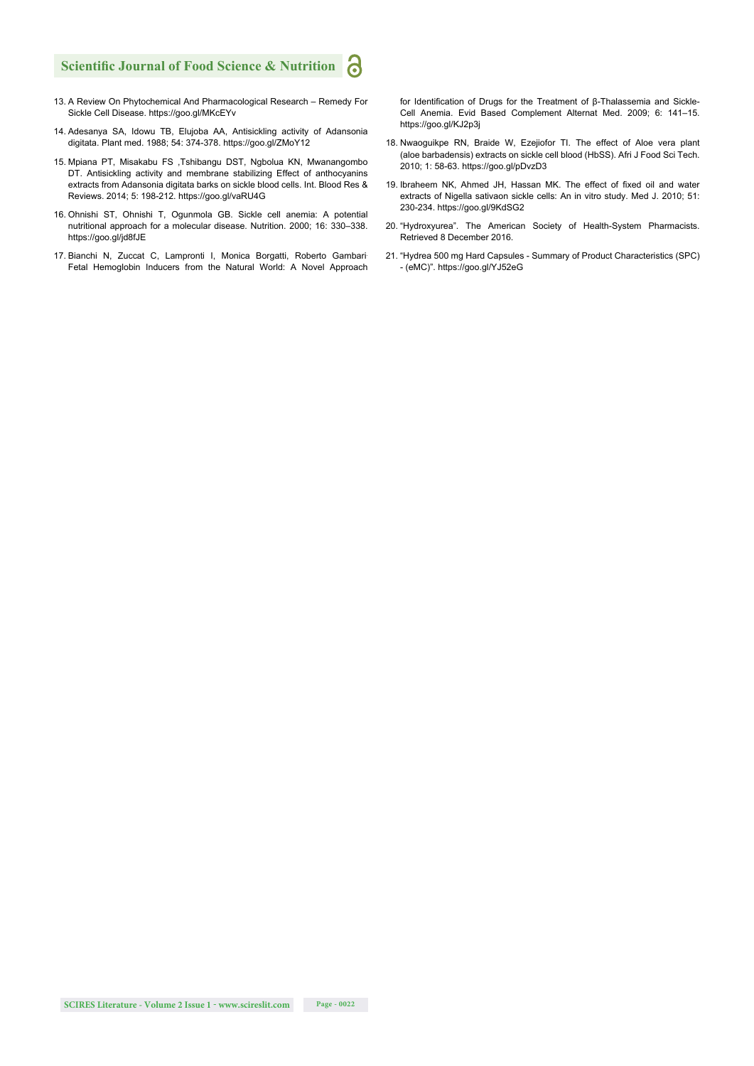13. A Review On Phytochemical And Pharmacological Research – Remedy For Sickle Cell Disease. https://goo.gl/MKcEYv

14. Adesanya SA, Idowu TB, Elujoba AA, Antisickling activity of Adansonia digitata. Plant med. 1988; 54: 374-378. https://goo.gl/ZMoY12

15. Mpiana PT, Misakabu FS ,Tshibangu DST, Ngbolua KN, Mwanangombo DT. Antisickling activity and membrane stabilizing Effect of anthocyanins extracts from Adansonia digitata barks on sickle blood cells. Int. Blood Res & Reviews. 2014; 5: 198-212. https://goo.gl/vaRU4G

16. Ohnishi ST, Ohnishi T, Ogunmola GB. Sickle cell anemia: A potential nutritional approach for a molecular disease. Nutrition. 2000; 16: 330–338. https://goo.gl/jd8fJE

17. Bianchi N, Zuccat C, Lampronti I, Monica Borgatti, Roberto Gambari. Fetal Hemoglobin Inducers from the Natural World: A Novel Approach for Identification of Drugs for the Treatment of β-Thalassemia and Sickle-Cell Anemia. Evid Based Complement Alternat Med. 2009; 6: 141–15. https://goo.gl/KJ2p3j

18. Nwaoguikpe RN, Braide W, Ezejiofor TI. The effect of Aloe vera plant (aloe barbadensis) extracts on sickle cell blood (HbSS). Afri J Food Sci Tech. 2010; 1: 58-63. https://goo.gl/pDvzD3

19. Ibraheem NK, Ahmed JH, Hassan MK. The effect of fixed oil and water extracts of Nigella sativaon sickle cells: An in vitro study. Med J. 2010; 51: 230-234. https://goo.gl/9KdSG2

20. "Hydroxyurea". The American Society of Health-System Pharmacists. Retrieved 8 December 2016.

21. "Hydrea 500 mg Hard Capsules - Summary of Product Characteristics (SPC) - (eMC)". https://goo.gl/YJ52eG